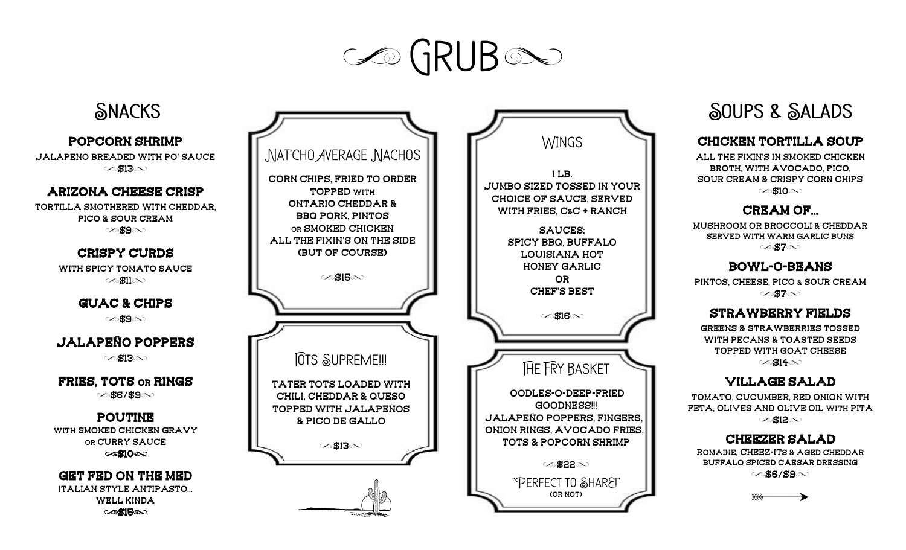# GRUB

## Snacks

**POPCORN SHRIMP**
JALAPENO BREADED WITH PO' SAUCE
$13

**ARIZONA CHEESE CRISP**
TORTILLA SMOTHERED WITH CHEDDAR, PICO & SOUR CREAM
$9

**CRISPY CURDS**
WITH SPICY TOMATO SAUCE
$11

**GUAC & CHIPS**
$9

**JALAPEÑO POPPERS**
$13

**FRIES, TOTS OR RINGS**
$6/$9

**POUTINE**
WITH SMOKED CHICKEN GRAVY OR CURRY SAUCE
$10

**GET FED ON THE MED**
ITALIAN STYLE ANTIPASTO... WELL KINDA
$15

## Nat'cho Average Nachos

CORN CHIPS, FRIED TO ORDER TOPPED WITH ONTARIO CHEDDAR & BBQ PORK, PINTOS OR SMOKED CHICKEN
ALL THE FIXIN'S ON THE SIDE (BUT OF COURSE)

$15

## Tots Supreme!!!

TATER TOTS LOADED WITH CHILI, CHEDDAR & QUESO TOPPED WITH JALAPEÑOS & PICO DE GALLO

$13

## Wings

1 LB.
JUMBO SIZED TOSSED IN YOUR CHOICE OF SAUCE, SERVED WITH FRIES, C&C + RANCH

SAUCES:
SPICY BBQ, BUFFALO
LOUISIANA HOT
HONEY GARLIC
OR
CHEF'S BEST

$16

## The Fry Basket

OODLES-O-DEEP-FRIED GOODNESS!!!
JALAPEÑO POPPERS, FINGERS, ONION RINGS, AVOCADO FRIES, TOTS & POPCORN SHRIMP

$22

"Perfect to Share!"
(OR NOT)

## Soups & Salads

**CHICKEN TORTILLA SOUP**
ALL THE FIXIN'S IN SMOKED CHICKEN BROTH, WITH AVOCADO, PICO, SOUR CREAM & CRISPY CORN CHIPS
$10

**CREAM OF...**
MUSHROOM OR BROCCOLI & CHEDDAR SERVED WITH WARM GARLIC BUNS
$7

**BOWL-O-BEANS**
PINTOS, CHEESE, PICO & SOUR CREAM
$7

**STRAWBERRY FIELDS**
GREENS & STRAWBERRIES TOSSED WITH PECANS & TOASTED SEEDS TOPPED WITH GOAT CHEESE
$14

**VILLAGE SALAD**
TOMATO, CUCUMBER, RED ONION WITH FETA, OLIVES AND OLIVE OIL WITH PITA
$12

**CHEEZER SALAD**
ROMAINE, CHEEZ-ITS & AGED CHEDDAR BUFFALO SPICED CAESAR DRESSING
$6/$9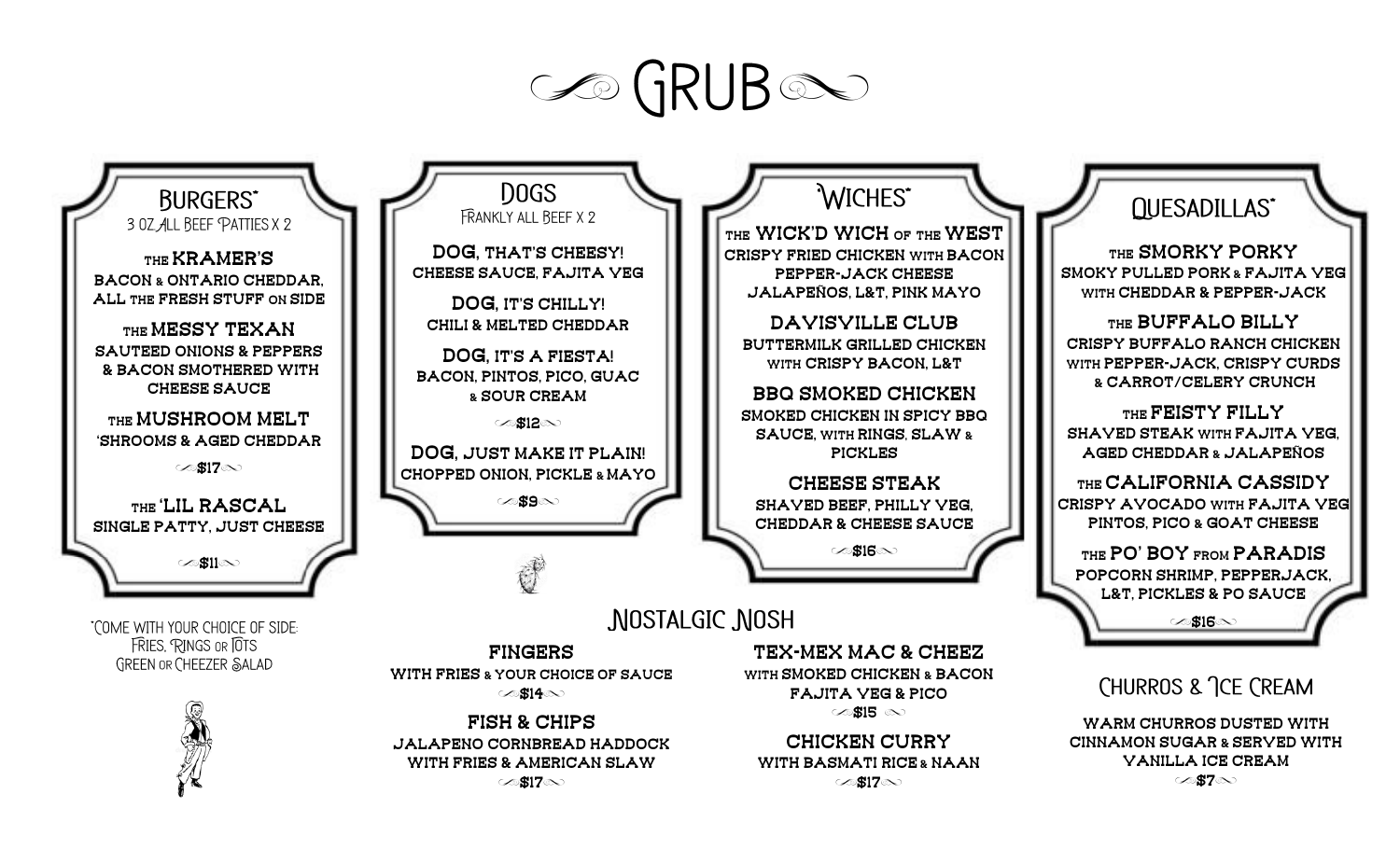# GRUB

## Burgers*

3 OZ ALL BEEF PATTIES X 2

**THE KRAMER'S**
BACON & ONTARIO CHEDDAR, ALL THE FRESH STUFF ON SIDE

**THE MESSY TEXAN**
SAUTEED ONIONS & PEPPERS & BACON SMOTHERED WITH CHEESE SAUCE

**THE MUSHROOM MELT**
'SHROOMS & AGED CHEDDAR

$17

**THE 'LIL RASCAL**
SINGLE PATTY, JUST CHEESE

$11

*COME WITH YOUR CHOICE OF SIDE: FRIES, RINGS OR TOTS GREEN OR CHEEZER SALAD

## Dogs

FRANKLY ALL BEEF X 2

**DOG, THAT'S CHEESY!**
CHEESE SAUCE, FAJITA VEG

**DOG, IT'S CHILLY!**
CHILI & MELTED CHEDDAR

**DOG, IT'S A FIESTA!**
BACON, PINTOS, PICO, GUAC & SOUR CREAM

$12

**DOG, JUST MAKE IT PLAIN!**
CHOPPED ONION, PICKLE & MAYO

$9

## 'Wiches*

**THE WICK'D WICH OF THE WEST**
CRISPY FRIED CHICKEN WITH BACON PEPPER-JACK CHEESE JALAPEÑOS, L&T, PINK MAYO

**DAVISVILLE CLUB**
BUTTERMILK GRILLED CHICKEN WITH CRISPY BACON, L&T

**BBQ SMOKED CHICKEN**
SMOKED CHICKEN IN SPICY BBQ SAUCE, WITH RINGS, SLAW & PICKLES

**CHEESE STEAK**
SHAVED BEEF, PHILLY VEG, CHEDDAR & CHEESE SAUCE

$16

## Quesadillas*

**THE SMORKY PORKY**
SMOKY PULLED PORK & FAJITA VEG WITH CHEDDAR & PEPPER-JACK

**THE BUFFALO BILLY**
CRISPY BUFFALO RANCH CHICKEN WITH PEPPER-JACK, CRISPY CURDS & CARROT/CELERY CRUNCH

**THE FEISTY FILLY**
SHAVED STEAK WITH FAJITA VEG, AGED CHEDDAR & JALAPEÑOS

**THE CALIFORNIA CASSIDY**
CRISPY AVOCADO WITH FAJITA VEG PINTOS, PICO & GOAT CHEESE

**THE PO' BOY FROM PARADIS**
POPCORN SHRIMP, PEPPERJACK, L&T, PICKLES & PO SAUCE

$16

## Nostalgic Nosh

**FINGERS**
WITH FRIES & YOUR CHOICE OF SAUCE
$14

**FISH & CHIPS**
JALAPENO CORNBREAD HADDOCK WITH FRIES & AMERICAN SLAW
$17

**TEX-MEX MAC & CHEEZ**
WITH SMOKED CHICKEN & BACON FAJITA VEG & PICO
$15

**CHICKEN CURRY**
WITH BASMATI RICE & NAAN
$17

## Churros & Ice Cream

WARM CHURROS DUSTED WITH CINNAMON SUGAR & SERVED WITH VANILLA ICE CREAM
$7